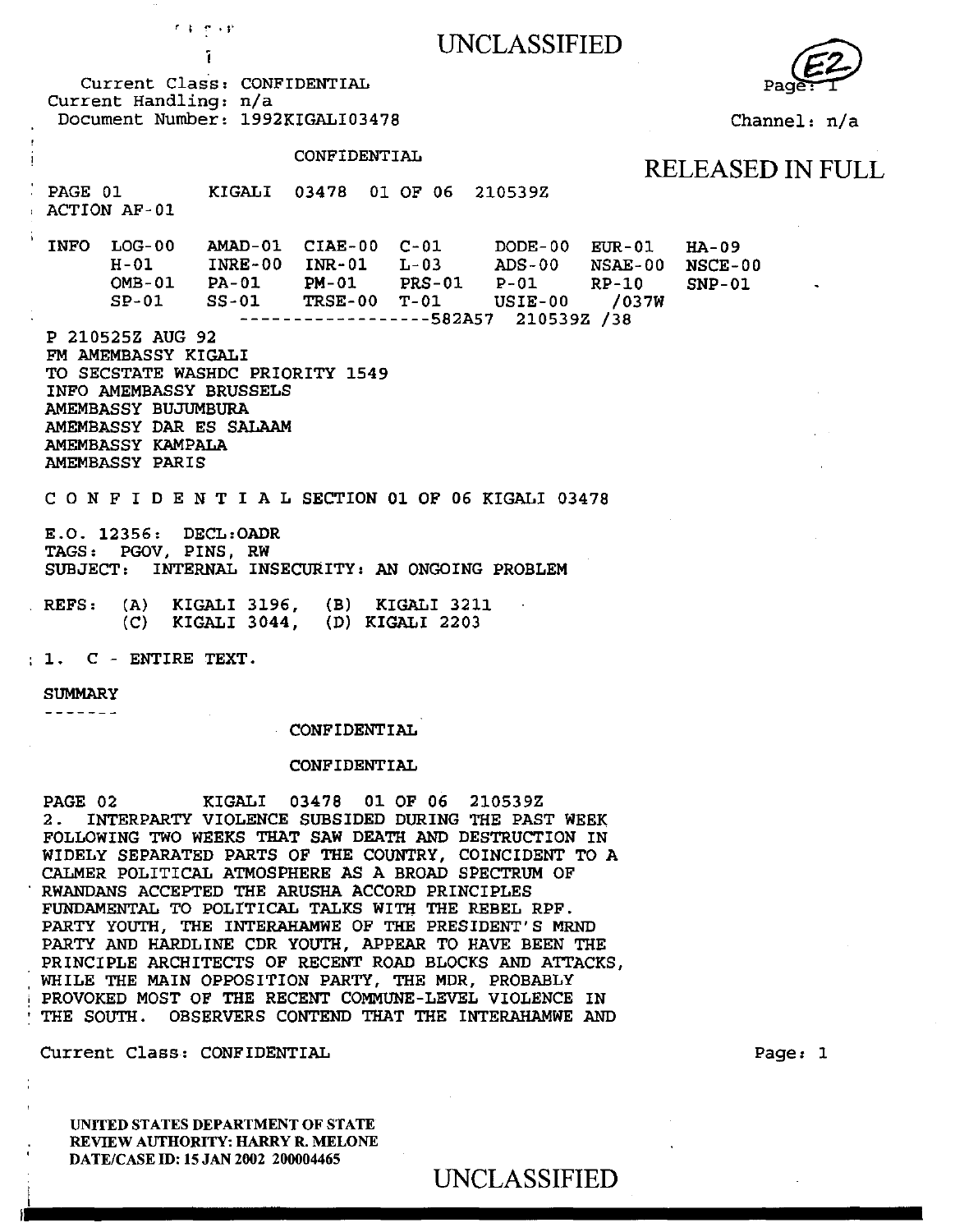UNCLASSIFIED

Current Class: CONFIDENTIAL
Current Handling: n/a
Document Number: 1992KIGALI03478

Channel: n/a

CONFIDENTIAL

RELEASED IN FULL

PAGE 01 KIGALI 03478 01 OF 06 210539Z
ACTION AF-01

| | | | | | | | |
|---|---|---|---|---|---|---|---|
| INFO | LOG-00 | AMAD-01 | CIAE-00 | C-01 | DODE-00 | EUR-01 | HA-09 |
| | H-01 | INRE-00 | INR-01 | L-03 | ADS-00 | NSAE-00 | NSCE-00 |
| | OMB-01 | PA-01 | PM-01 | PRS-01 | P-01 | RP-10 | SNP-01 |
| | SP-01 | SS-01 | TRSE-00 | T-01 | USIE-00 | /037W | |

------------------582A57 210539Z /38

P 210525Z AUG 92
FM AMEMBASSY KIGALI
TO SECSTATE WASHDC PRIORITY 1549
INFO AMEMBASSY BRUSSELS
AMEMBASSY BUJUMBURA
AMEMBASSY DAR ES SALAAM
AMEMBASSY KAMPALA
AMEMBASSY PARIS

C O N F I D E N T I A L SECTION 01 OF 06 KIGALI 03478

E.O. 12356: DECL:OADR
TAGS: PGOV, PINS, RW
SUBJECT: INTERNAL INSECURITY: AN ONGOING PROBLEM

REFS: (A) KIGALI 3196, (B) KIGALI 3211
(C) KIGALI 3044, (D) KIGALI 2203

1. C - ENTIRE TEXT.

SUMMARY
-------

CONFIDENTIAL

CONFIDENTIAL

PAGE 02 KIGALI 03478 01 OF 06 210539Z

2. INTERPARTY VIOLENCE SUBSIDED DURING THE PAST WEEK FOLLOWING TWO WEEKS THAT SAW DEATH AND DESTRUCTION IN WIDELY SEPARATED PARTS OF THE COUNTRY, COINCIDENT TO A CALMER POLITICAL ATMOSPHERE AS A BROAD SPECTRUM OF RWANDANS ACCEPTED THE ARUSHA ACCORD PRINCIPLES FUNDAMENTAL TO POLITICAL TALKS WITH THE REBEL RPF. PARTY YOUTH, THE INTERAHAMWE OF THE PRESIDENT'S MRND PARTY AND HARDLINE CDR YOUTH, APPEAR TO HAVE BEEN THE PRINCIPLE ARCHITECTS OF RECENT ROAD BLOCKS AND ATTACKS, WHILE THE MAIN OPPOSITION PARTY, THE MDR, PROBABLY PROVOKED MOST OF THE RECENT COMMUNE-LEVEL VIOLENCE IN THE SOUTH. OBSERVERS CONTEND THAT THE INTERAHAMWE AND

Current Class: CONFIDENTIAL

UNITED STATES DEPARTMENT OF STATE
REVIEW AUTHORITY: HARRY R. MELONE
DATE/CASE ID: 15 JAN 2002 200004465

UNCLASSIFIED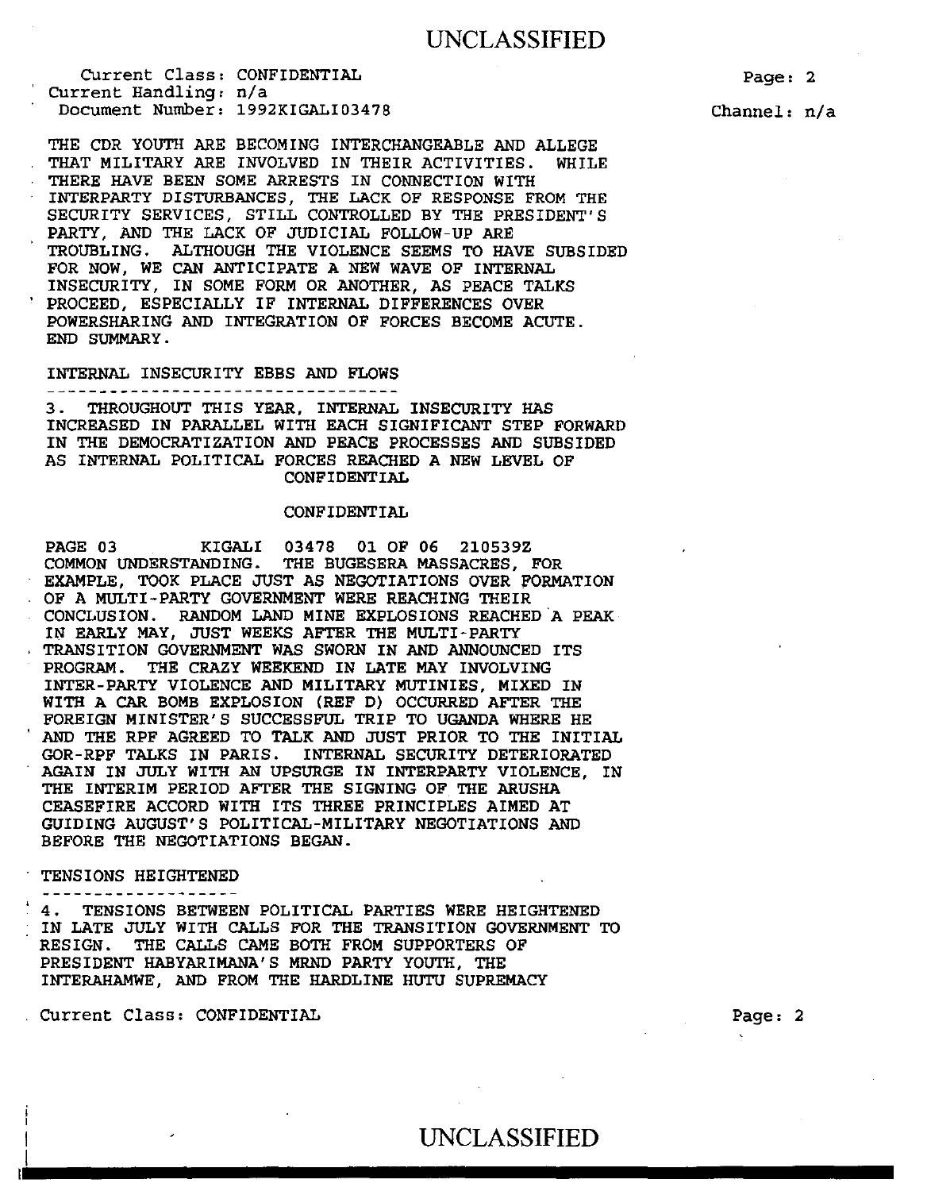THE CDR YOUTH ARE BECOMING INTERCHANGEABLE AND ALLEGE THAT MILITARY ARE INVOLVED IN THEIR ACTIVITIES. WHILE THERE HAVE BEEN SOME ARRESTS IN CONNECTION WITH INTERPARTY DISTURBANCES, THE LACK OF RESPONSE FROM THE SECURITY SERVICES, STILL CONTROLLED BY THE PRESIDENT'S PARTY, AND THE LACK OF JUDICIAL FOLLOW-UP ARE TROUBLING. ALTHOUGH THE VIOLENCE SEEMS TO HAVE SUBSIDED FOR NOW, WE CAN ANTICIPATE A NEW WAVE OF INTERNAL INSECURITY, IN SOME FORM OR ANOTHER, AS PEACE TALKS PROCEED, ESPECIALLY IF INTERNAL DIFFERENCES OVER POWERSHARING AND INTEGRATION OF FORCES BECOME ACUTE. END SUMMARY.

INTERNAL INSECURITY EBBS AND FLOWS

---

3. THROUGHOUT THIS YEAR, INTERNAL INSECURITY HAS INCREASED IN PARALLEL WITH EACH SIGNIFICANT STEP FORWARD IN THE DEMOCRATIZATION AND PEACE PROCESSES AND SUBSIDED AS INTERNAL POLITICAL FORCES REACHED A NEW LEVEL OF

CONFIDENTIAL

CONFIDENTIAL

PAGE 03 KIGALI 03478 01 OF 06 210539Z

COMMON UNDERSTANDING. THE BUGESERA MASSACRES, FOR EXAMPLE, TOOK PLACE JUST AS NEGOTIATIONS OVER FORMATION OF A MULTI-PARTY GOVERNMENT WERE REACHING THEIR CONCLUSION. RANDOM LAND MINE EXPLOSIONS REACHED A PEAK IN EARLY MAY, JUST WEEKS AFTER THE MULTI-PARTY TRANSITION GOVERNMENT WAS SWORN IN AND ANNOUNCED ITS PROGRAM. THE CRAZY WEEKEND IN LATE MAY INVOLVING INTER-PARTY VIOLENCE AND MILITARY MUTINIES, MIXED IN WITH A CAR BOMB EXPLOSION (REF D) OCCURRED AFTER THE FOREIGN MINISTER'S SUCCESSFUL TRIP TO UGANDA WHERE HE AND THE RPF AGREED TO TALK AND JUST PRIOR TO THE INITIAL GOR-RPF TALKS IN PARIS. INTERNAL SECURITY DETERIORATED AGAIN IN JULY WITH AN UPSURGE IN INTERPARTY VIOLENCE, IN THE INTERIM PERIOD AFTER THE SIGNING OF THE ARUSHA CEASEFIRE ACCORD WITH ITS THREE PRINCIPLES AIMED AT GUIDING AUGUST'S POLITICAL-MILITARY NEGOTIATIONS AND BEFORE THE NEGOTIATIONS BEGAN.

TENSIONS HEIGHTENED

---

4. TENSIONS BETWEEN POLITICAL PARTIES WERE HEIGHTENED IN LATE JULY WITH CALLS FOR THE TRANSITION GOVERNMENT TO RESIGN. THE CALLS CAME BOTH FROM SUPPORTERS OF PRESIDENT HABYARIMANA'S MRND PARTY YOUTH, THE INTERAHAMWE, AND FROM THE HARDLINE HUTU SUPREMACY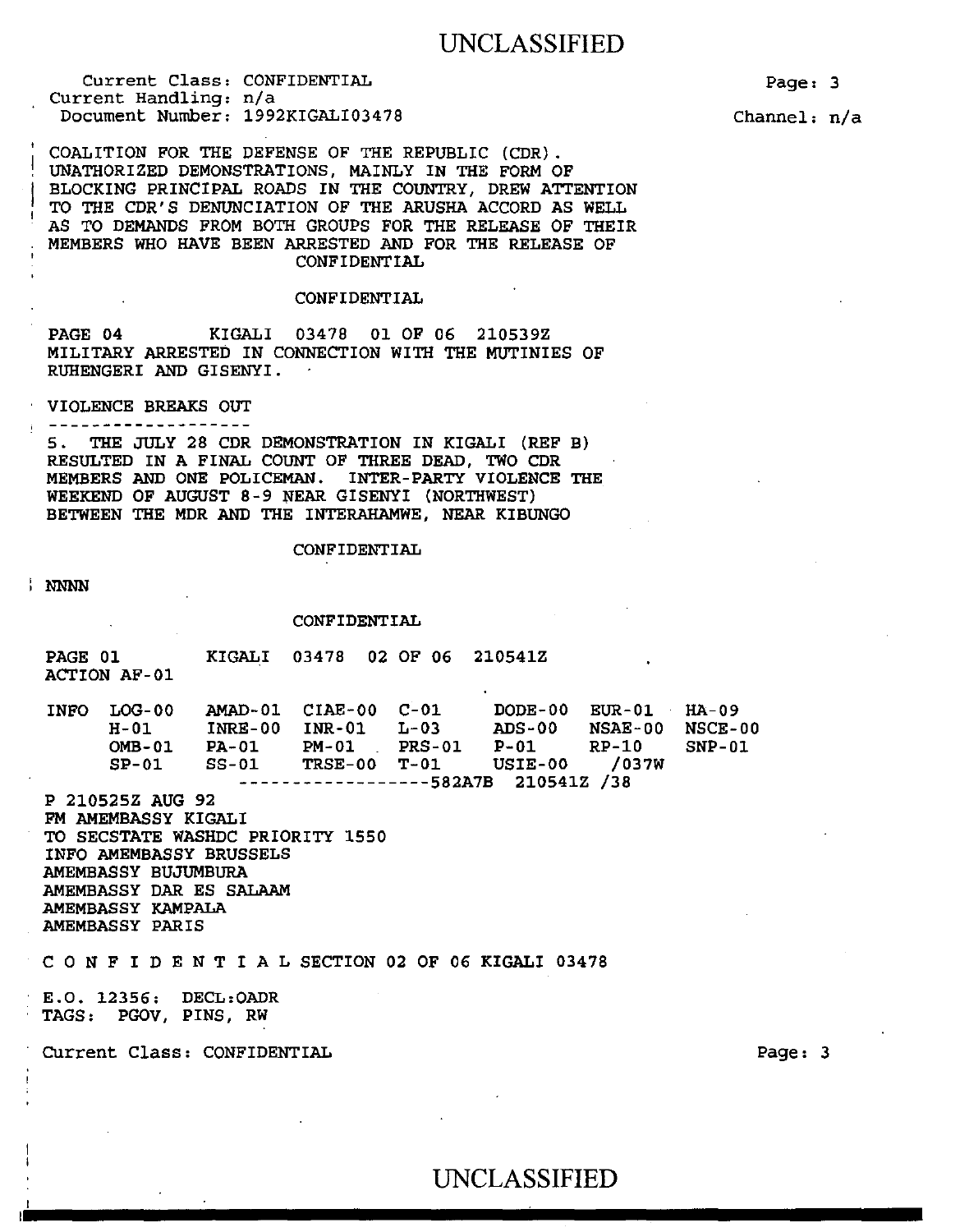COALITION FOR THE DEFENSE OF THE REPUBLIC (CDR). UNATHORIZED DEMONSTRATIONS, MAINLY IN THE FORM OF BLOCKING PRINCIPAL ROADS IN THE COUNTRY, DREW ATTENTION TO THE CDR'S DENUNCIATION OF THE ARUSHA ACCORD AS WELL AS TO DEMANDS FROM BOTH GROUPS FOR THE RELEASE OF THEIR MEMBERS WHO HAVE BEEN ARRESTED AND FOR THE RELEASE OF

CONFIDENTIAL

CONFIDENTIAL

PAGE 04 KIGALI 03478 01 OF 06 210539Z

MILITARY ARRESTED IN CONNECTION WITH THE MUTINIES OF RUHENGERI AND GISENYI.

VIOLENCE BREAKS OUT
-------------------

5. THE JULY 28 CDR DEMONSTRATION IN KIGALI (REF B) RESULTED IN A FINAL COUNT OF THREE DEAD, TWO CDR MEMBERS AND ONE POLICEMAN. INTER-PARTY VIOLENCE THE WEEKEND OF AUGUST 8-9 NEAR GISENYI (NORTHWEST) BETWEEN THE MDR AND THE INTERAHAMWE, NEAR KIBUNGO

CONFIDENTIAL

NNNN

CONFIDENTIAL

PAGE 01 KIGALI 03478 02 OF 06 210541Z

ACTION AF-01

| | | | | | | | |
|---|---|---|---|---|---|---|---|
| INFO | LOG-00 | AMAD-01 | CIAE-00 | C-01 | DODE-00 | EUR-01 | HA-09 |
| | H-01 | INRE-00 | INR-01 | L-03 | ADS-00 | NSAE-00 | NSCE-00 |
| | OMB-01 | PA-01 | PM-01 | PRS-01 | P-01 | RP-10 | SNP-01 |
| | SP-01 | SS-01 | TRSE-00 | T-01 | USIE-00 | /037W | |

------------------582A7B 210541Z /38

P 210525Z AUG 92
FM AMEMBASSY KIGALI
TO SECSTATE WASHDC PRIORITY 1550
INFO AMEMBASSY BRUSSELS
AMEMBASSY BUJUMBURA
AMEMBASSY DAR ES SALAAM
AMEMBASSY KAMPALA
AMEMBASSY PARIS

C O N F I D E N T I A L SECTION 02 OF 06 KIGALI 03478

E.O. 12356: DECL:OADR
TAGS: PGOV, PINS, RW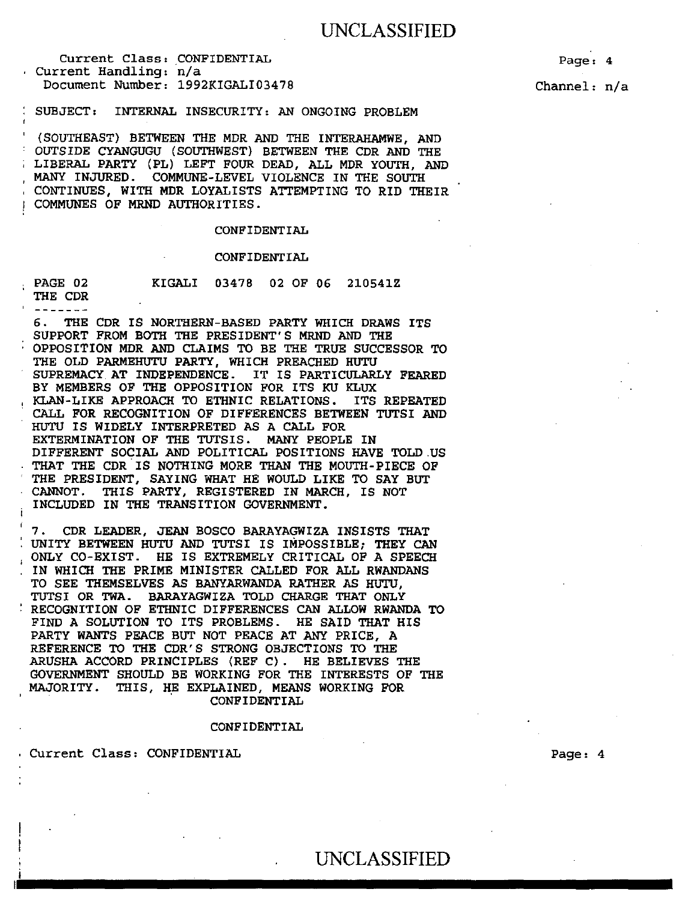SUBJECT: INTERNAL INSECURITY: AN ONGOING PROBLEM

(SOUTHEAST) BETWEEN THE MDR AND THE INTERAHAMWE, AND OUTSIDE CYANGUGU (SOUTHWEST) BETWEEN THE CDR AND THE LIBERAL PARTY (PL) LEFT FOUR DEAD, ALL MDR YOUTH, AND MANY INJURED. COMMUNE-LEVEL VIOLENCE IN THE SOUTH CONTINUES, WITH MDR LOYALISTS ATTEMPTING TO RID THEIR COMMUNES OF MRND AUTHORITIES.

CONFIDENTIAL

CONFIDENTIAL

PAGE 02 KIGALI 03478 02 OF 06 210541Z

THE CDR

-------

6. THE CDR IS NORTHERN-BASED PARTY WHICH DRAWS ITS SUPPORT FROM BOTH THE PRESIDENT'S MRND AND THE OPPOSITION MDR AND CLAIMS TO BE THE TRUE SUCCESSOR TO THE OLD PARMEHUTU PARTY, WHICH PREACHED HUTU SUPREMACY AT INDEPENDENCE. IT IS PARTICULARLY FEARED BY MEMBERS OF THE OPPOSITION FOR ITS KU KLUX KLAN-LIKE APPROACH TO ETHNIC RELATIONS. ITS REPEATED CALL FOR RECOGNITION OF DIFFERENCES BETWEEN TUTSI AND HUTU IS WIDELY INTERPRETED AS A CALL FOR EXTERMINATION OF THE TUTSIS. MANY PEOPLE IN DIFFERENT SOCIAL AND POLITICAL POSITIONS HAVE TOLD US THAT THE CDR IS NOTHING MORE THAN THE MOUTH-PIECE OF THE PRESIDENT, SAYING WHAT HE WOULD LIKE TO SAY BUT CANNOT. THIS PARTY, REGISTERED IN MARCH, IS NOT INCLUDED IN THE TRANSITION GOVERNMENT.

7. CDR LEADER, JEAN BOSCO BARAYAGWIZA INSISTS THAT UNITY BETWEEN HUTU AND TUTSI IS IMPOSSIBLE; THEY CAN ONLY CO-EXIST. HE IS EXTREMELY CRITICAL OF A SPEECH IN WHICH THE PRIME MINISTER CALLED FOR ALL RWANDANS TO SEE THEMSELVES AS BANYARWANDA RATHER AS HUTU, TUTSI OR TWA. BARAYAGWIZA TOLD CHARGE THAT ONLY RECOGNITION OF ETHNIC DIFFERENCES CAN ALLOW RWANDA TO FIND A SOLUTION TO ITS PROBLEMS. HE SAID THAT HIS PARTY WANTS PEACE BUT NOT PEACE AT ANY PRICE, A REFERENCE TO THE CDR'S STRONG OBJECTIONS TO THE ARUSHA ACCORD PRINCIPLES (REF C). HE BELIEVES THE GOVERNMENT SHOULD BE WORKING FOR THE INTERESTS OF THE MAJORITY. THIS, HE EXPLAINED, MEANS WORKING FOR

CONFIDENTIAL

CONFIDENTIAL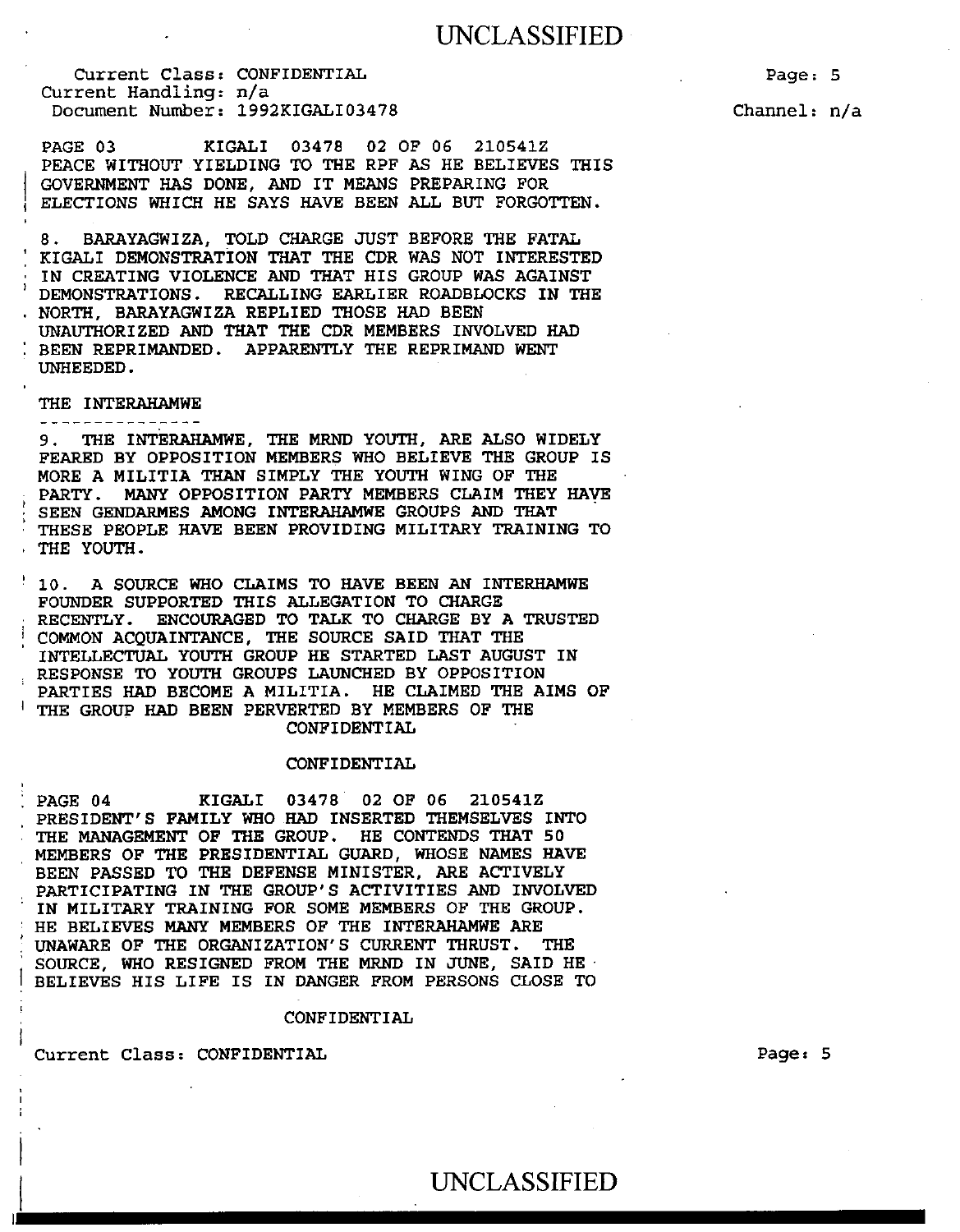PAGE 03 KIGALI 03478 02 OF 06 210541Z
PEACE WITHOUT YIELDING TO THE RPF AS HE BELIEVES THIS GOVERNMENT HAS DONE, AND IT MEANS PREPARING FOR ELECTIONS WHICH HE SAYS HAVE BEEN ALL BUT FORGOTTEN.

8. BARAYAGWIZA, TOLD CHARGE JUST BEFORE THE FATAL KIGALI DEMONSTRATION THAT THE CDR WAS NOT INTERESTED IN CREATING VIOLENCE AND THAT HIS GROUP WAS AGAINST DEMONSTRATIONS. RECALLING EARLIER ROADBLOCKS IN THE NORTH, BARAYAGWIZA REPLIED THOSE HAD BEEN UNAUTHORIZED AND THAT THE CDR MEMBERS INVOLVED HAD BEEN REPRIMANDED. APPARENTLY THE REPRIMAND WENT UNHEEDED.

THE INTERAHAMWE
---------------

9. THE INTERAHAMWE, THE MRND YOUTH, ARE ALSO WIDELY FEARED BY OPPOSITION MEMBERS WHO BELIEVE THE GROUP IS MORE A MILITIA THAN SIMPLY THE YOUTH WING OF THE PARTY. MANY OPPOSITION PARTY MEMBERS CLAIM THEY HAVE SEEN GENDARMES AMONG INTERAHAMWE GROUPS AND THAT THESE PEOPLE HAVE BEEN PROVIDING MILITARY TRAINING TO THE YOUTH.

10. A SOURCE WHO CLAIMS TO HAVE BEEN AN INTERHAMWE FOUNDER SUPPORTED THIS ALLEGATION TO CHARGE RECENTLY. ENCOURAGED TO TALK TO CHARGE BY A TRUSTED COMMON ACQUAINTANCE, THE SOURCE SAID THAT THE INTELLECTUAL YOUTH GROUP HE STARTED LAST AUGUST IN RESPONSE TO YOUTH GROUPS LAUNCHED BY OPPOSITION PARTIES HAD BECOME A MILITIA. HE CLAIMED THE AIMS OF THE GROUP HAD BEEN PERVERTED BY MEMBERS OF THE

CONFIDENTIAL

CONFIDENTIAL

PAGE 04 KIGALI 03478 02 OF 06 210541Z
PRESIDENT'S FAMILY WHO HAD INSERTED THEMSELVES INTO THE MANAGEMENT OF THE GROUP. HE CONTENDS THAT 50 MEMBERS OF THE PRESIDENTIAL GUARD, WHOSE NAMES HAVE BEEN PASSED TO THE DEFENSE MINISTER, ARE ACTIVELY PARTICIPATING IN THE GROUP'S ACTIVITIES AND INVOLVED IN MILITARY TRAINING FOR SOME MEMBERS OF THE GROUP. HE BELIEVES MANY MEMBERS OF THE INTERAHAMWE ARE UNAWARE OF THE ORGANIZATION'S CURRENT THRUST. THE SOURCE, WHO RESIGNED FROM THE MRND IN JUNE, SAID HE BELIEVES HIS LIFE IS IN DANGER FROM PERSONS CLOSE TO

CONFIDENTIAL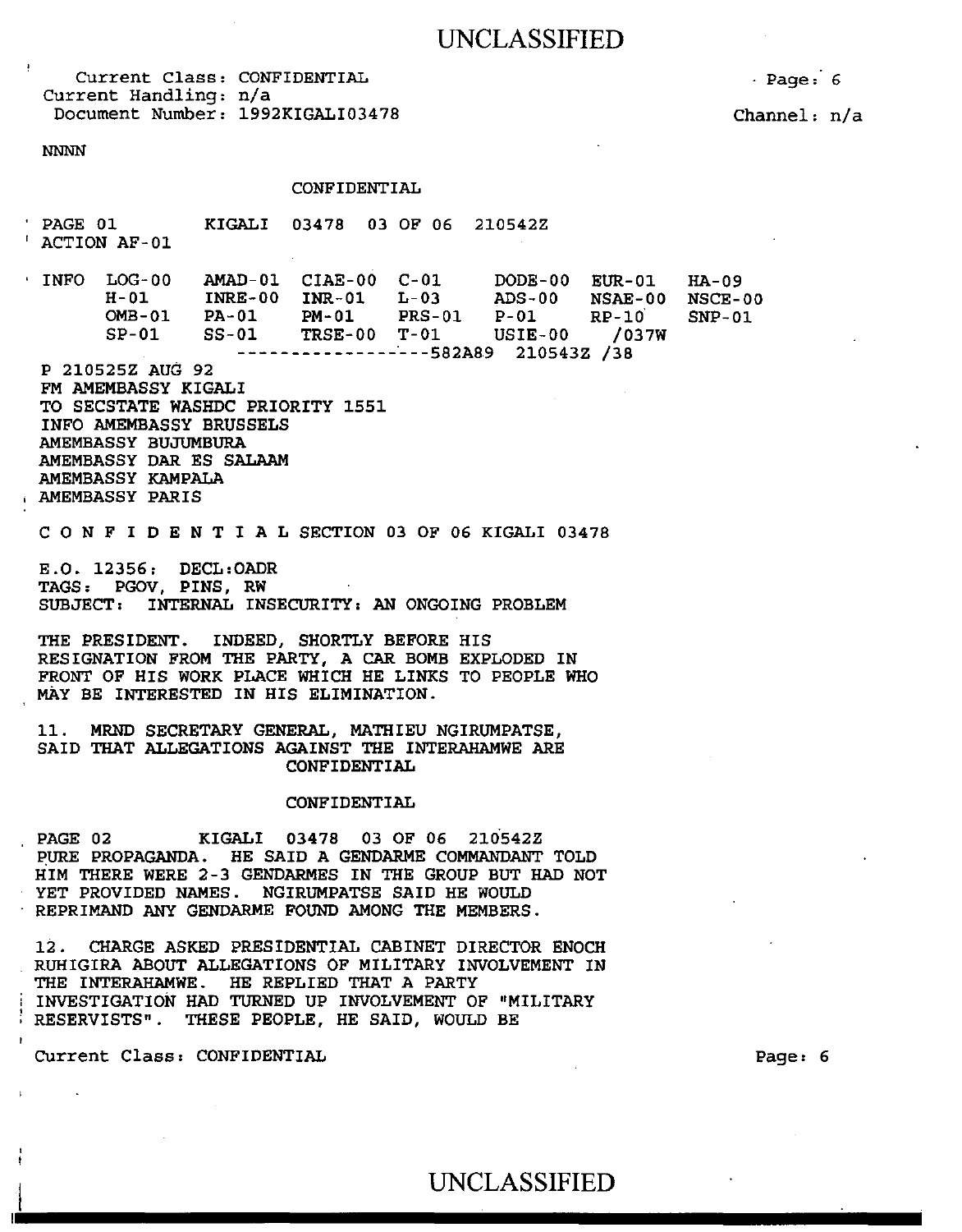Current Class: CONFIDENTIAL
Current Handling: n/a
Document Number: 1992KIGALI03478

Channel: n/a

NNNN

CONFIDENTIAL

PAGE 01 KIGALI 03478 03 OF 06 210542Z
ACTION AF-01

```
INFO  LOG-00   AMAD-01  CIAE-00  C-01     DODE-00  EUR-01   HA-09
      H-01     INRE-00  INR-01   L-03     ADS-00   NSAE-00  NSCE-00
      OMB-01   PA-01    PM-01    PRS-01   P-01     RP-10    SNP-01
      SP-01    SS-01    TRSE-00  T-01     USIE-00   /037W
                  ------------------582A89  210543Z /38
```

P 210525Z AUG 92
FM AMEMBASSY KIGALI
TO SECSTATE WASHDC PRIORITY 1551
INFO AMEMBASSY BRUSSELS
AMEMBASSY BUJUMBURA
AMEMBASSY DAR ES SALAAM
AMEMBASSY KAMPALA
AMEMBASSY PARIS

C O N F I D E N T I A L SECTION 03 OF 06 KIGALI 03478

E.O. 12356: DECL:OADR
TAGS: PGOV, PINS, RW
SUBJECT: INTERNAL INSECURITY: AN ONGOING PROBLEM

THE PRESIDENT. INDEED, SHORTLY BEFORE HIS RESIGNATION FROM THE PARTY, A CAR BOMB EXPLODED IN FRONT OF HIS WORK PLACE WHICH HE LINKS TO PEOPLE WHO MAY BE INTERESTED IN HIS ELIMINATION.

11. MRND SECRETARY GENERAL, MATHIEU NGIRUMPATSE, SAID THAT ALLEGATIONS AGAINST THE INTERAHAMWE ARE
CONFIDENTIAL

CONFIDENTIAL

PAGE 02 KIGALI 03478 03 OF 06 210542Z
PURE PROPAGANDA. HE SAID A GENDARME COMMANDANT TOLD HIM THERE WERE 2-3 GENDARMES IN THE GROUP BUT HAD NOT YET PROVIDED NAMES. NGIRUMPATSE SAID HE WOULD REPRIMAND ANY GENDARME FOUND AMONG THE MEMBERS.

12. CHARGE ASKED PRESIDENTIAL CABINET DIRECTOR ENOCH RUHIGIRA ABOUT ALLEGATIONS OF MILITARY INVOLVEMENT IN THE INTERAHAMWE. HE REPLIED THAT A PARTY INVESTIGATION HAD TURNED UP INVOLVEMENT OF "MILITARY RESERVISTS". THESE PEOPLE, HE SAID, WOULD BE

Current Class: CONFIDENTIAL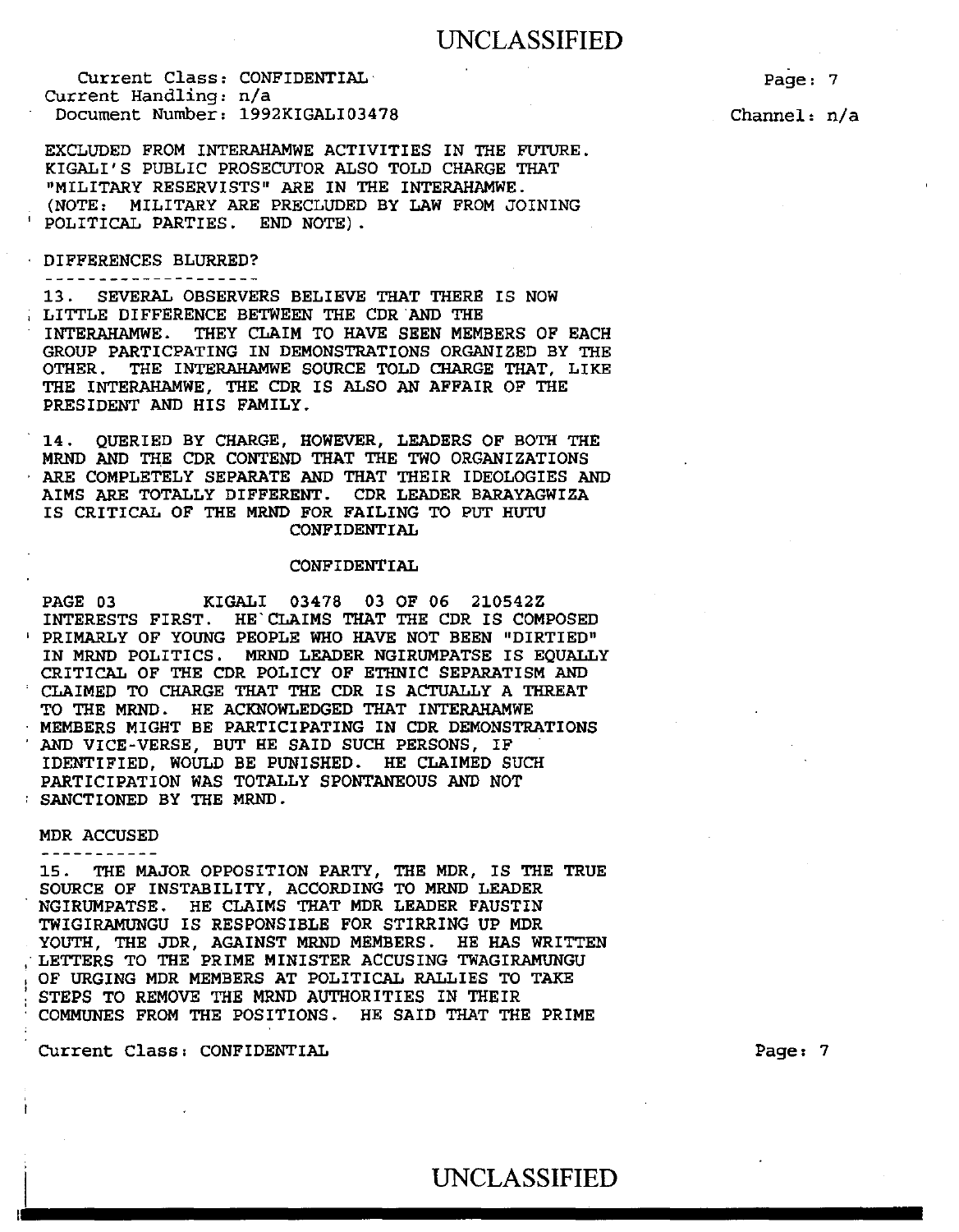EXCLUDED FROM INTERAHAMWE ACTIVITIES IN THE FUTURE. KIGALI'S PUBLIC PROSECUTOR ALSO TOLD CHARGE THAT "MILITARY RESERVISTS" ARE IN THE INTERAHAMWE. (NOTE: MILITARY ARE PRECLUDED BY LAW FROM JOINING POLITICAL PARTIES. END NOTE).

DIFFERENCES BLURRED?
--------------------

13. SEVERAL OBSERVERS BELIEVE THAT THERE IS NOW LITTLE DIFFERENCE BETWEEN THE CDR AND THE INTERAHAMWE. THEY CLAIM TO HAVE SEEN MEMBERS OF EACH GROUP PARTICPATING IN DEMONSTRATIONS ORGANIZED BY THE OTHER. THE INTERAHAMWE SOURCE TOLD CHARGE THAT, LIKE THE INTERAHAMWE, THE CDR IS ALSO AN AFFAIR OF THE PRESIDENT AND HIS FAMILY.

14. QUERIED BY CHARGE, HOWEVER, LEADERS OF BOTH THE MRND AND THE CDR CONTEND THAT THE TWO ORGANIZATIONS ARE COMPLETELY SEPARATE AND THAT THEIR IDEOLOGIES AND AIMS ARE TOTALLY DIFFERENT. CDR LEADER BARAYAGWIZA IS CRITICAL OF THE MRND FOR FAILING TO PUT HUTU

CONFIDENTIAL

CONFIDENTIAL

PAGE 03 KIGALI 03478 03 OF 06 210542Z

INTERESTS FIRST. HE CLAIMS THAT THE CDR IS COMPOSED PRIMARLY OF YOUNG PEOPLE WHO HAVE NOT BEEN "DIRTIED" IN MRND POLITICS. MRND LEADER NGIRUMPATSE IS EQUALLY CRITICAL OF THE CDR POLICY OF ETHNIC SEPARATISM AND CLAIMED TO CHARGE THAT THE CDR IS ACTUALLY A THREAT TO THE MRND. HE ACKNOWLEDGED THAT INTERAHAMWE MEMBERS MIGHT BE PARTICIPATING IN CDR DEMONSTRATIONS AND VICE-VERSE, BUT HE SAID SUCH PERSONS, IF IDENTIFIED, WOULD BE PUNISHED. HE CLAIMED SUCH PARTICIPATION WAS TOTALLY SPONTANEOUS AND NOT SANCTIONED BY THE MRND.

MDR ACCUSED
-----------

15. THE MAJOR OPPOSITION PARTY, THE MDR, IS THE TRUE SOURCE OF INSTABILITY, ACCORDING TO MRND LEADER NGIRUMPATSE. HE CLAIMS THAT MDR LEADER FAUSTIN TWIGIRAMUNGU IS RESPONSIBLE FOR STIRRING UP MDR YOUTH, THE JDR, AGAINST MRND MEMBERS. HE HAS WRITTEN LETTERS TO THE PRIME MINISTER ACCUSING TWAGIRAMUNGU OF URGING MDR MEMBERS AT POLITICAL RALLIES TO TAKE STEPS TO REMOVE THE MRND AUTHORITIES IN THEIR COMMUNES FROM THE POSITIONS. HE SAID THAT THE PRIME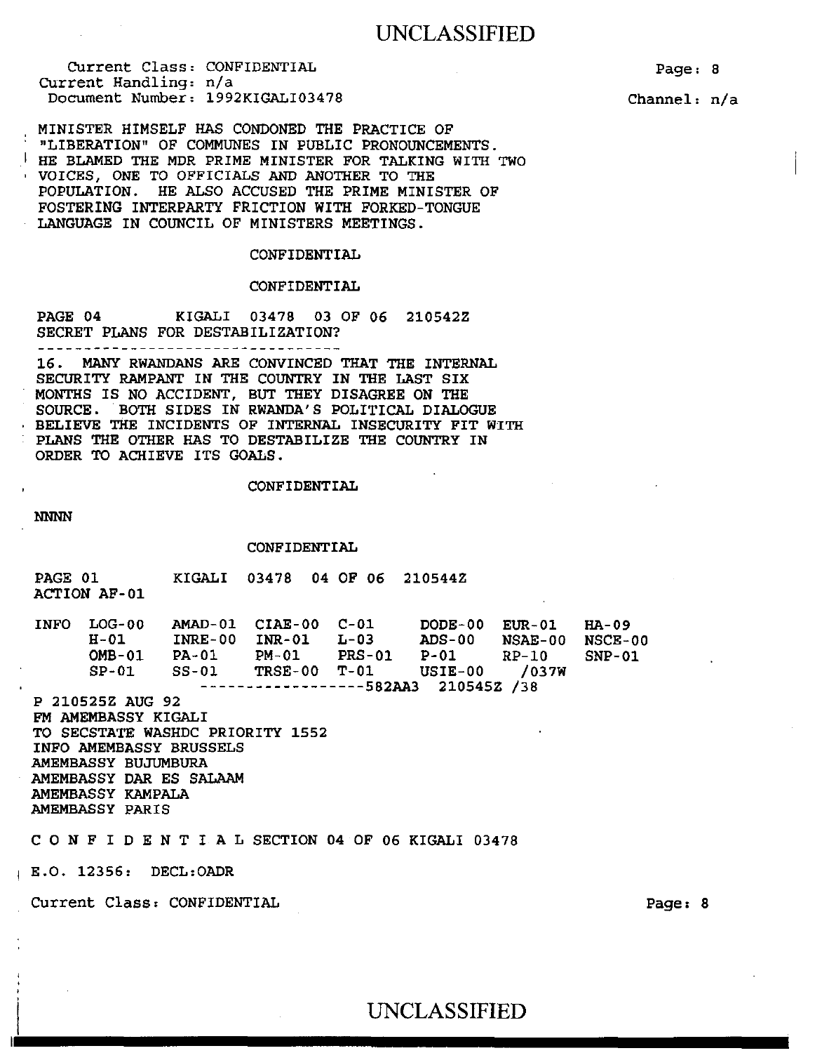MINISTER HIMSELF HAS CONDONED THE PRACTICE OF "LIBERATION" OF COMMUNES IN PUBLIC PRONOUNCEMENTS. HE BLAMED THE MDR PRIME MINISTER FOR TALKING WITH TWO VOICES, ONE TO OFFICIALS AND ANOTHER TO THE POPULATION. HE ALSO ACCUSED THE PRIME MINISTER OF FOSTERING INTERPARTY FRICTION WITH FORKED-TONGUE LANGUAGE IN COUNCIL OF MINISTERS MEETINGS.

CONFIDENTIAL

CONFIDENTIAL

PAGE 04 KIGALI 03478 03 OF 06 210542Z

SECRET PLANS FOR DESTABILIZATION?

---------------------------------

16. MANY RWANDANS ARE CONVINCED THAT THE INTERNAL SECURITY RAMPANT IN THE COUNTRY IN THE LAST SIX MONTHS IS NO ACCIDENT, BUT THEY DISAGREE ON THE SOURCE. BOTH SIDES IN RWANDA'S POLITICAL DIALOGUE BELIEVE THE INCIDENTS OF INTERNAL INSECURITY FIT WITH PLANS THE OTHER HAS TO DESTABILIZE THE COUNTRY IN ORDER TO ACHIEVE ITS GOALS.

CONFIDENTIAL

NNNN

CONFIDENTIAL

PAGE 01 KIGALI 03478 04 OF 06 210544Z

ACTION AF-01

```
INFO  LOG-00   AMAD-01  CIAE-00  C-01     DODE-00  EUR-01   HA-09
      H-01     INRE-00  INR-01   L-03     ADS-00   NSAE-00  NSCE-00
      OMB-01   PA-01    PM-01    PRS-01   P-01     RP-10    SNP-01
      SP-01    SS-01    TRSE-00  T-01     USIE-00   /037W
                    ------------------582AA3  210545Z /38
```

P 210525Z AUG 92

FM AMEMBASSY KIGALI

TO SECSTATE WASHDC PRIORITY 1552

INFO AMEMBASSY BRUSSELS

AMEMBASSY BUJUMBURA

AMEMBASSY DAR ES SALAAM

AMEMBASSY KAMPALA

AMEMBASSY PARIS

C O N F I D E N T I A L SECTION 04 OF 06 KIGALI 03478

E.O. 12356: DECL:OADR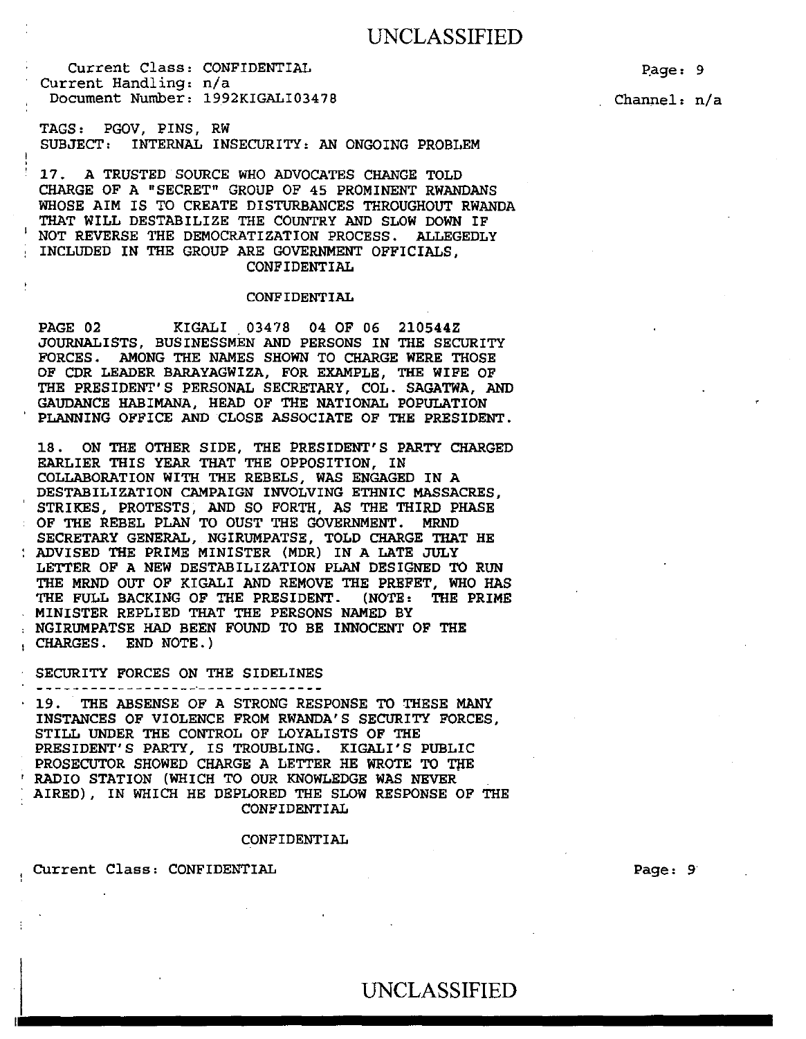Current Class: CONFIDENTIAL
Current Handling: n/a
Document Number: 1992KIGALI03478

Channel: n/a

TAGS: PGOV, PINS, RW
SUBJECT: INTERNAL INSECURITY: AN ONGOING PROBLEM

17. A TRUSTED SOURCE WHO ADVOCATES CHANGE TOLD CHARGE OF A "SECRET" GROUP OF 45 PROMINENT RWANDANS WHOSE AIM IS TO CREATE DISTURBANCES THROUGHOUT RWANDA THAT WILL DESTABILIZE THE COUNTRY AND SLOW DOWN IF NOT REVERSE THE DEMOCRATIZATION PROCESS. ALLEGEDLY INCLUDED IN THE GROUP ARE GOVERNMENT OFFICIALS,

CONFIDENTIAL

CONFIDENTIAL

PAGE 02 KIGALI 03478 04 OF 06 210544Z

JOURNALISTS, BUSINESSMEN AND PERSONS IN THE SECURITY FORCES. AMONG THE NAMES SHOWN TO CHARGE WERE THOSE OF CDR LEADER BARAYAGWIZA, FOR EXAMPLE, THE WIFE OF THE PRESIDENT'S PERSONAL SECRETARY, COL. SAGATWA, AND GAUDANCE HABIMANA, HEAD OF THE NATIONAL POPULATION PLANNING OFFICE AND CLOSE ASSOCIATE OF THE PRESIDENT.

18. ON THE OTHER SIDE, THE PRESIDENT'S PARTY CHARGED EARLIER THIS YEAR THAT THE OPPOSITION, IN COLLABORATION WITH THE REBELS, WAS ENGAGED IN A DESTABILIZATION CAMPAIGN INVOLVING ETHNIC MASSACRES, STRIKES, PROTESTS, AND SO FORTH, AS THE THIRD PHASE OF THE REBEL PLAN TO OUST THE GOVERNMENT. MRND SECRETARY GENERAL, NGIRUMPATSE, TOLD CHARGE THAT HE ADVISED THE PRIME MINISTER (MDR) IN A LATE JULY LETTER OF A NEW DESTABILIZATION PLAN DESIGNED TO RUN THE MRND OUT OF KIGALI AND REMOVE THE PREFET, WHO HAS THE FULL BACKING OF THE PRESIDENT. (NOTE: THE PRIME MINISTER REPLIED THAT THE PERSONS NAMED BY NGIRUMPATSE HAD BEEN FOUND TO BE INNOCENT OF THE CHARGES. END NOTE.)

SECURITY FORCES ON THE SIDELINES
--------------------------------

19. THE ABSENSE OF A STRONG RESPONSE TO THESE MANY INSTANCES OF VIOLENCE FROM RWANDA'S SECURITY FORCES, STILL UNDER THE CONTROL OF LOYALISTS OF THE PRESIDENT'S PARTY, IS TROUBLING. KIGALI'S PUBLIC PROSECUTOR SHOWED CHARGE A LETTER HE WROTE TO THE RADIO STATION (WHICH TO OUR KNOWLEDGE WAS NEVER AIRED), IN WHICH HE DEPLORED THE SLOW RESPONSE OF THE

CONFIDENTIAL

CONFIDENTIAL

Current Class: CONFIDENTIAL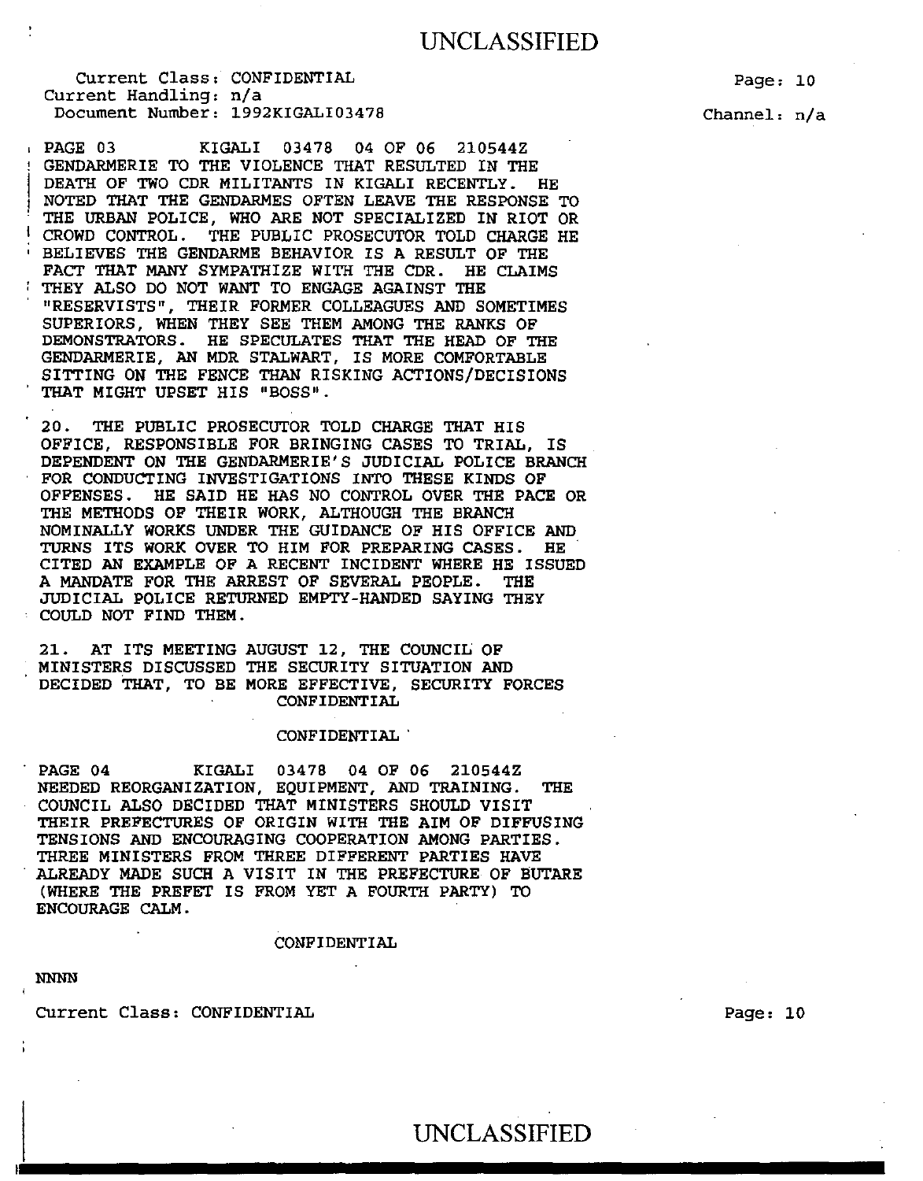PAGE 03 KIGALI 03478 04 OF 06 210544Z
GENDARMERIE TO THE VIOLENCE THAT RESULTED IN THE DEATH OF TWO CDR MILITANTS IN KIGALI RECENTLY. HE NOTED THAT THE GENDARMES OFTEN LEAVE THE RESPONSE TO THE URBAN POLICE, WHO ARE NOT SPECIALIZED IN RIOT OR CROWD CONTROL. THE PUBLIC PROSECUTOR TOLD CHARGE HE BELIEVES THE GENDARME BEHAVIOR IS A RESULT OF THE FACT THAT MANY SYMPATHIZE WITH THE CDR. HE CLAIMS THEY ALSO DO NOT WANT TO ENGAGE AGAINST THE "RESERVISTS", THEIR FORMER COLLEAGUES AND SOMETIMES SUPERIORS, WHEN THEY SEE THEM AMONG THE RANKS OF DEMONSTRATORS. HE SPECULATES THAT THE HEAD OF THE GENDARMERIE, AN MDR STALWART, IS MORE COMFORTABLE SITTING ON THE FENCE THAN RISKING ACTIONS/DECISIONS THAT MIGHT UPSET HIS "BOSS".

20. THE PUBLIC PROSECUTOR TOLD CHARGE THAT HIS OFFICE, RESPONSIBLE FOR BRINGING CASES TO TRIAL, IS DEPENDENT ON THE GENDARMERIE'S JUDICIAL POLICE BRANCH FOR CONDUCTING INVESTIGATIONS INTO THESE KINDS OF OFFENSES. HE SAID HE HAS NO CONTROL OVER THE PACE OR THE METHODS OF THEIR WORK, ALTHOUGH THE BRANCH NOMINALLY WORKS UNDER THE GUIDANCE OF HIS OFFICE AND TURNS ITS WORK OVER TO HIM FOR PREPARING CASES. HE CITED AN EXAMPLE OF A RECENT INCIDENT WHERE HE ISSUED A MANDATE FOR THE ARREST OF SEVERAL PEOPLE. THE JUDICIAL POLICE RETURNED EMPTY-HANDED SAYING THEY COULD NOT FIND THEM.

21. AT ITS MEETING AUGUST 12, THE COUNCIL OF MINISTERS DISCUSSED THE SECURITY SITUATION AND DECIDED THAT, TO BE MORE EFFECTIVE, SECURITY FORCES

CONFIDENTIAL

CONFIDENTIAL

PAGE 04 KIGALI 03478 04 OF 06 210544Z
NEEDED REORGANIZATION, EQUIPMENT, AND TRAINING. THE COUNCIL ALSO DECIDED THAT MINISTERS SHOULD VISIT THEIR PREFECTURES OF ORIGIN WITH THE AIM OF DIFFUSING TENSIONS AND ENCOURAGING COOPERATION AMONG PARTIES. THREE MINISTERS FROM THREE DIFFERENT PARTIES HAVE ALREADY MADE SUCH A VISIT IN THE PREFECTURE OF BUTARE (WHERE THE PREFET IS FROM YET A FOURTH PARTY) TO ENCOURAGE CALM.

CONFIDENTIAL

NNNN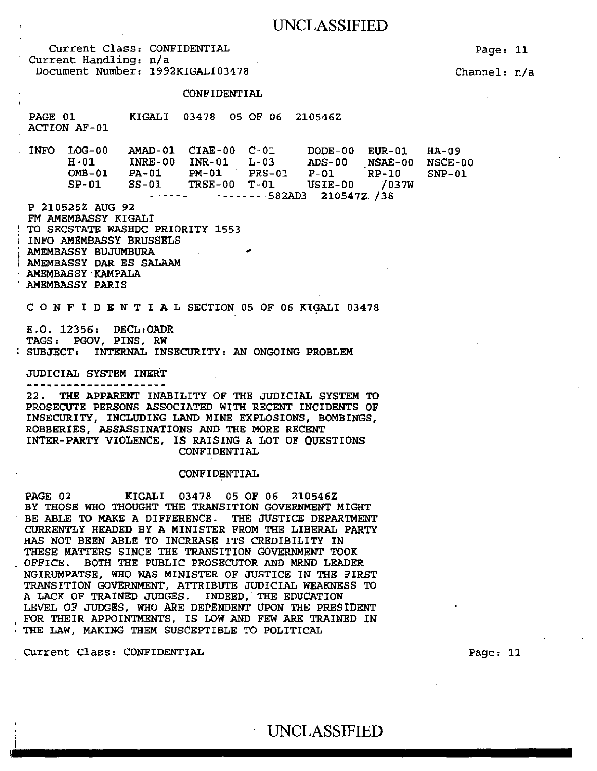Current Class: CONFIDENTIAL
Current Handling: n/a
Document Number: 1992KIGALI03478

Channel: n/a

CONFIDENTIAL

PAGE 01 KIGALI 03478 05 OF 06 210546Z
ACTION AF-01

```
INFO LOG-00   AMAD-01  CIAE-00  C-01    DODE-00  EUR-01   HA-09
     H-01     INRE-00  INR-01   L-03    ADS-00   NSAE-00  NSCE-00
     OMB-01   PA-01    PM-01    PRS-01  P-01     RP-10    SNP-01
     SP-01    SS-01    TRSE-00  T-01    USIE-00  /037W
                  ------------------582AD3  210547Z /38
```

P 210525Z AUG 92
FM AMEMBASSY KIGALI
TO SECSTATE WASHDC PRIORITY 1553
INFO AMEMBASSY BRUSSELS
AMEMBASSY BUJUMBURA
AMEMBASSY DAR ES SALAAM
AMEMBASSY KAMPALA
AMEMBASSY PARIS

C O N F I D E N T I A L SECTION 05 OF 06 KIGALI 03478

E.O. 12356: DECL:OADR
TAGS: PGOV, PINS, RW
SUBJECT: INTERNAL INSECURITY: AN ONGOING PROBLEM

JUDICIAL SYSTEM INERT

22. THE APPARENT INABILITY OF THE JUDICIAL SYSTEM TO PROSECUTE PERSONS ASSOCIATED WITH RECENT INCIDENTS OF INSECURITY, INCLUDING LAND MINE EXPLOSIONS, BOMBINGS, ROBBERIES, ASSASSINATIONS AND THE MORE RECENT INTER-PARTY VIOLENCE, IS RAISING A LOT OF QUESTIONS

CONFIDENTIAL

CONFIDENTIAL

PAGE 02 KIGALI 03478 05 OF 06 210546Z

BY THOSE WHO THOUGHT THE TRANSITION GOVERNMENT MIGHT BE ABLE TO MAKE A DIFFERENCE. THE JUSTICE DEPARTMENT CURRENTLY HEADED BY A MINISTER FROM THE LIBERAL PARTY HAS NOT BEEN ABLE TO INCREASE ITS CREDIBILITY IN THESE MATTERS SINCE THE TRANSITION GOVERNMENT TOOK OFFICE. BOTH THE PUBLIC PROSECUTOR AND MRND LEADER NGIRUMPATSE, WHO WAS MINISTER OF JUSTICE IN THE FIRST TRANSITION GOVERNMENT, ATTRIBUTE JUDICIAL WEAKNESS TO A LACK OF TRAINED JUDGES. INDEED, THE EDUCATION LEVEL OF JUDGES, WHO ARE DEPENDENT UPON THE PRESIDENT FOR THEIR APPOINTMENTS, IS LOW AND FEW ARE TRAINED IN THE LAW, MAKING THEM SUSCEPTIBLE TO POLITICAL

Current Class: CONFIDENTIAL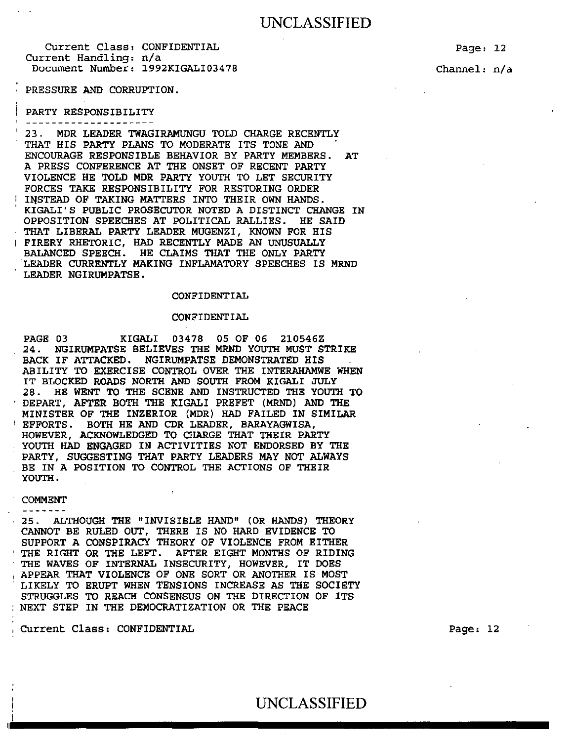PRESSURE AND CORRUPTION.

PARTY RESPONSIBILITY

23. MDR LEADER TWAGIRAMUNGU TOLD CHARGE RECENTLY THAT HIS PARTY PLANS TO MODERATE ITS TONE AND ENCOURAGE RESPONSIBLE BEHAVIOR BY PARTY MEMBERS. AT A PRESS CONFERENCE AT THE ONSET OF RECENT PARTY VIOLENCE HE TOLD MDR PARTY YOUTH TO LET SECURITY FORCES TAKE RESPONSIBILITY FOR RESTORING ORDER INSTEAD OF TAKING MATTERS INTO THEIR OWN HANDS. KIGALI'S PUBLIC PROSECUTOR NOTED A DISTINCT CHANGE IN OPPOSITION SPEECHES AT POLITICAL RALLIES. HE SAID THAT LIBERAL PARTY LEADER MUGENZI, KNOWN FOR HIS FIRERY RHETORIC, HAD RECENTLY MADE AN UNUSUALLY BALANCED SPEECH. HE CLAIMS THAT THE ONLY PARTY LEADER CURRENTLY MAKING INFLAMATORY SPEECHES IS MRND LEADER NGIRUMPATSE.

CONFIDENTIAL

CONFIDENTIAL

PAGE 03 KIGALI 03478 05 OF 06 210546Z

24. NGIRUMPATSE BELIEVES THE MRND YOUTH MUST STRIKE BACK IF ATTACKED. NGIRUMPATSE DEMONSTRATED HIS ABILITY TO EXERCISE CONTROL OVER THE INTERAHAMWE WHEN IT BLOCKED ROADS NORTH AND SOUTH FROM KIGALI JULY 28. HE WENT TO THE SCENE AND INSTRUCTED THE YOUTH TO DEPART, AFTER BOTH THE KIGALI PREFET (MRND) AND THE MINISTER OF THE INZERIOR (MDR) HAD FAILED IN SIMILAR EFFORTS. BOTH HE AND CDR LEADER, BARAYAGWISA, HOWEVER, ACKNOWLEDGED TO CHARGE THAT THEIR PARTY YOUTH HAD ENGAGED IN ACTIVITIES NOT ENDORSED BY THE PARTY, SUGGESTING THAT PARTY LEADERS MAY NOT ALWAYS BE IN A POSITION TO CONTROL THE ACTIONS OF THEIR YOUTH.

COMMENT

25. ALTHOUGH THE "INVISIBLE HAND" (OR HANDS) THEORY CANNOT BE RULED OUT, THERE IS NO HARD EVIDENCE TO SUPPORT A CONSPIRACY THEORY OF VIOLENCE FROM EITHER THE RIGHT OR THE LEFT. AFTER EIGHT MONTHS OF RIDING THE WAVES OF INTERNAL INSECURITY, HOWEVER, IT DOES APPEAR THAT VIOLENCE OF ONE SORT OR ANOTHER IS MOST LIKELY TO ERUPT WHEN TENSIONS INCREASE AS THE SOCIETY STRUGGLES TO REACH CONSENSUS ON THE DIRECTION OF ITS NEXT STEP IN THE DEMOCRATIZATION OR THE PEACE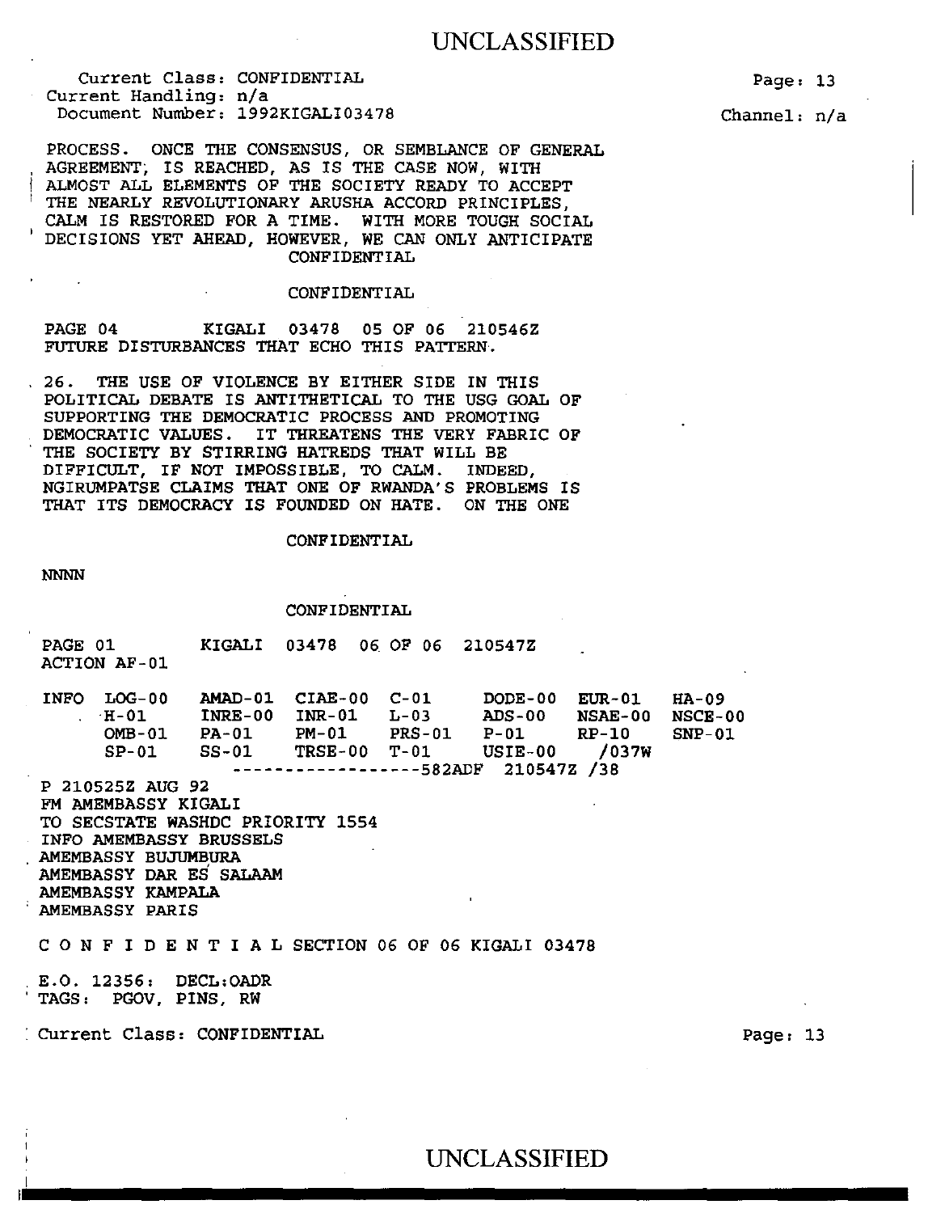Current Class: CONFIDENTIAL
Current Handling: n/a
Document Number: 1992KIGALI03478

Channel: n/a

PROCESS. ONCE THE CONSENSUS, OR SEMBLANCE OF GENERAL AGREEMENT, IS REACHED, AS IS THE CASE NOW, WITH ALMOST ALL ELEMENTS OF THE SOCIETY READY TO ACCEPT THE NEARLY REVOLUTIONARY ARUSHA ACCORD PRINCIPLES, CALM IS RESTORED FOR A TIME. WITH MORE TOUGH SOCIAL DECISIONS YET AHEAD, HOWEVER, WE CAN ONLY ANTICIPATE

CONFIDENTIAL

CONFIDENTIAL

PAGE 04        KIGALI 03478 05 OF 06 210546Z
FUTURE DISTURBANCES THAT ECHO THIS PATTERN.

26. THE USE OF VIOLENCE BY EITHER SIDE IN THIS POLITICAL DEBATE IS ANTITHETICAL TO THE USG GOAL OF SUPPORTING THE DEMOCRATIC PROCESS AND PROMOTING DEMOCRATIC VALUES. IT THREATENS THE VERY FABRIC OF THE SOCIETY BY STIRRING HATREDS THAT WILL BE DIFFICULT, IF NOT IMPOSSIBLE, TO CALM. INDEED, NGIRUMPATSE CLAIMS THAT ONE OF RWANDA'S PROBLEMS IS THAT ITS DEMOCRACY IS FOUNDED ON HATE. ON THE ONE

CONFIDENTIAL

NNNN

CONFIDENTIAL

PAGE 01        KIGALI 03478 06 OF 06 210547Z
ACTION AF-01

```
INFO  LOG-00   AMAD-01  CIAE-00  C-01     DODE-00  EUR-01   HA-09
      H-01     INRE-00  INR-01   L-03     ADS-00   NSAE-00  NSCE-00
      OMB-01   PA-01    PM-01    PRS-01   P-01     RP-10    SNP-01
      SP-01    SS-01    TRSE-00  T-01     USIE-00  /037W
                    ------------------582ADF 210547Z /38
```

P 210525Z AUG 92
FM AMEMBASSY KIGALI
TO SECSTATE WASHDC PRIORITY 1554
INFO AMEMBASSY BRUSSELS
AMEMBASSY BUJUMBURA
AMEMBASSY DAR ES SALAAM
AMEMBASSY KAMPALA
AMEMBASSY PARIS

C O N F I D E N T I A L SECTION 06 OF 06 KIGALI 03478

E.O. 12356: DECL:OADR
TAGS: PGOV, PINS, RW

Current Class: CONFIDENTIAL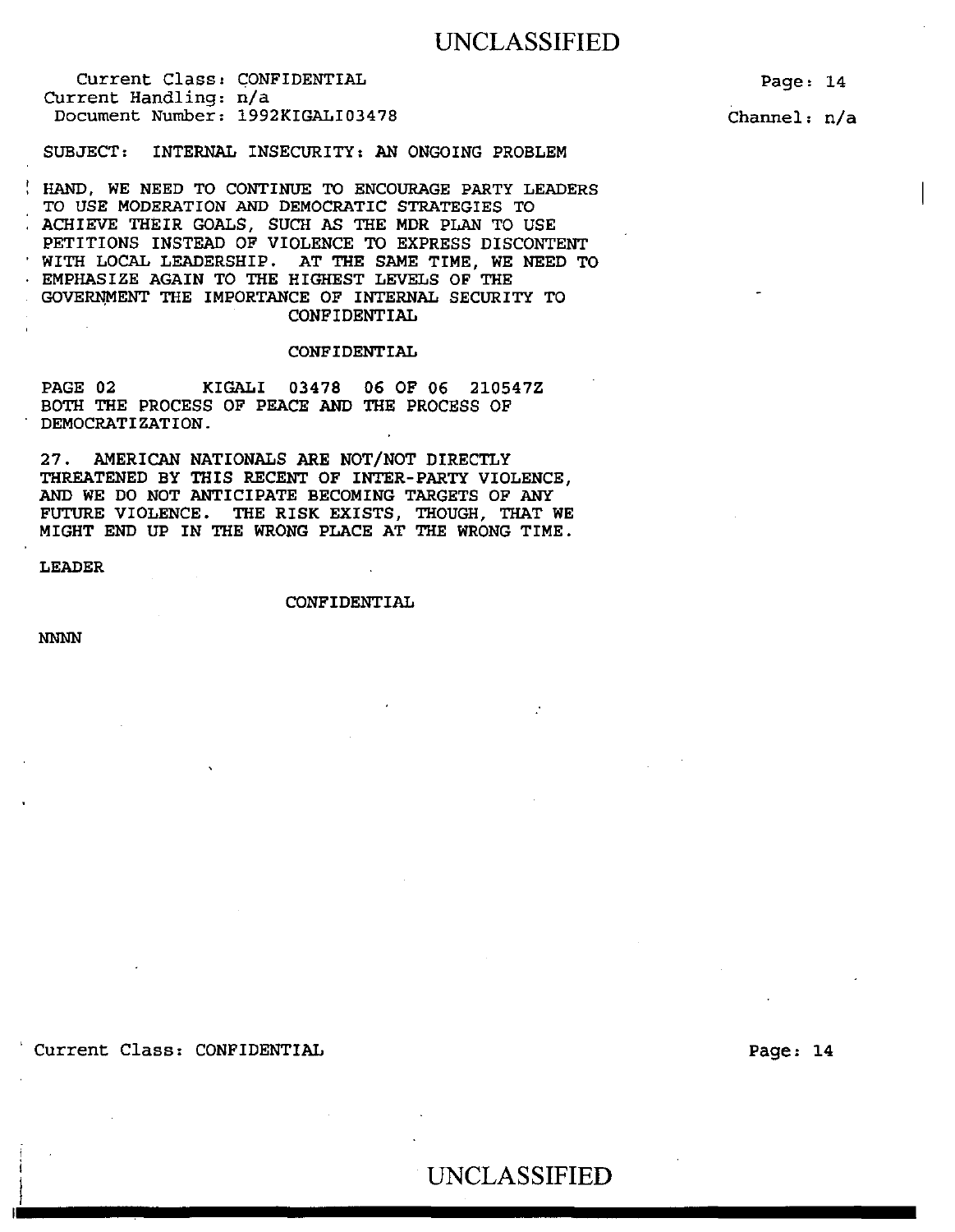Current Class: CONFIDENTIAL
Current Handling: n/a
Document Number: 1992KIGALI03478

Channel: n/a

SUBJECT: INTERNAL INSECURITY: AN ONGOING PROBLEM

HAND, WE NEED TO CONTINUE TO ENCOURAGE PARTY LEADERS TO USE MODERATION AND DEMOCRATIC STRATEGIES TO ACHIEVE THEIR GOALS, SUCH AS THE MDR PLAN TO USE PETITIONS INSTEAD OF VIOLENCE TO EXPRESS DISCONTENT WITH LOCAL LEADERSHIP. AT THE SAME TIME, WE NEED TO EMPHASIZE AGAIN TO THE HIGHEST LEVELS OF THE GOVERNMENT THE IMPORTANCE OF INTERNAL SECURITY TO

CONFIDENTIAL

CONFIDENTIAL

PAGE 02 KIGALI 03478 06 OF 06 210547Z

BOTH THE PROCESS OF PEACE AND THE PROCESS OF DEMOCRATIZATION.

27. AMERICAN NATIONALS ARE NOT/NOT DIRECTLY THREATENED BY THIS RECENT OF INTER-PARTY VIOLENCE, AND WE DO NOT ANTICIPATE BECOMING TARGETS OF ANY FUTURE VIOLENCE. THE RISK EXISTS, THOUGH, THAT WE MIGHT END UP IN THE WRONG PLACE AT THE WRONG TIME.

LEADER

CONFIDENTIAL

NNNN

Current Class: CONFIDENTIAL